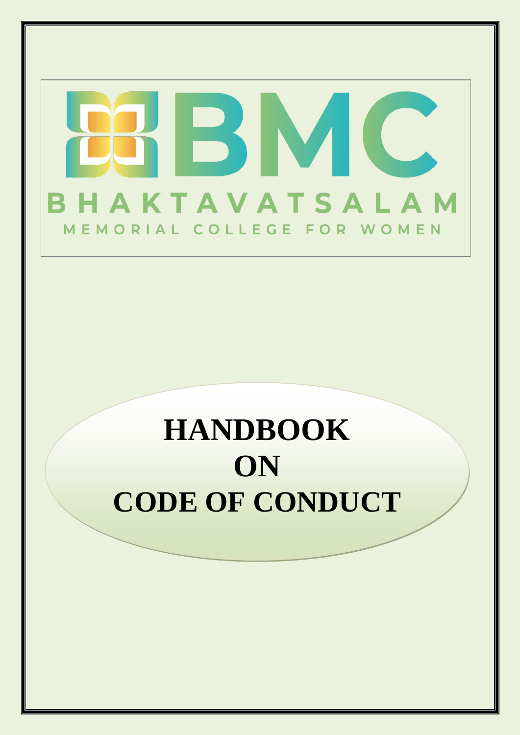BMC

BHAKTAVATSALAM

MEMORIAL COLLEGE FOR WOMEN

# HANDBOOK ON CODE OF CONDUCT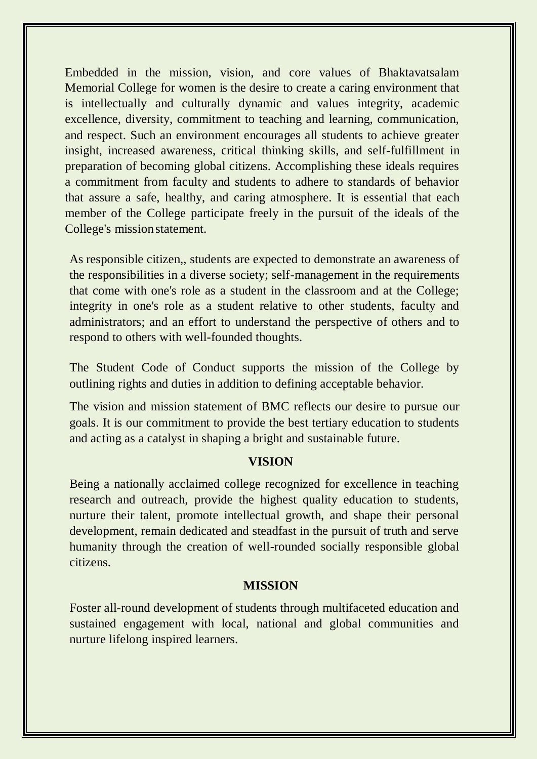Embedded in the mission, vision, and core values of Bhaktavatsalam Memorial College for women is the desire to create a caring environment that is intellectually and culturally dynamic and values integrity, academic excellence, diversity, commitment to teaching and learning, communication, and respect. Such an environment encourages all students to achieve greater insight, increased awareness, critical thinking skills, and self-fulfillment in preparation of becoming global citizens. Accomplishing these ideals requires a commitment from faculty and students to adhere to standards of behavior that assure a safe, healthy, and caring atmosphere. It is essential that each member of the College participate freely in the pursuit of the ideals of the College's mission statement.

As responsible citizen,, students are expected to demonstrate an awareness of the responsibilities in a diverse society; self-management in the requirements that come with one's role as a student in the classroom and at the College; integrity in one's role as a student relative to other students, faculty and administrators; and an effort to understand the perspective of others and to respond to others with well-founded thoughts.

The Student Code of Conduct supports the mission of the College by outlining rights and duties in addition to defining acceptable behavior.

The vision and mission statement of BMC reflects our desire to pursue our goals. It is our commitment to provide the best tertiary education to students and acting as a catalyst in shaping a bright and sustainable future.

## VISION

Being a nationally acclaimed college recognized for excellence in teaching research and outreach, provide the highest quality education to students, nurture their talent, promote intellectual growth, and shape their personal development, remain dedicated and steadfast in the pursuit of truth and serve humanity through the creation of well-rounded socially responsible global citizens.

## MISSION

Foster all-round development of students through multifaceted education and sustained engagement with local, national and global communities and nurture lifelong inspired learners.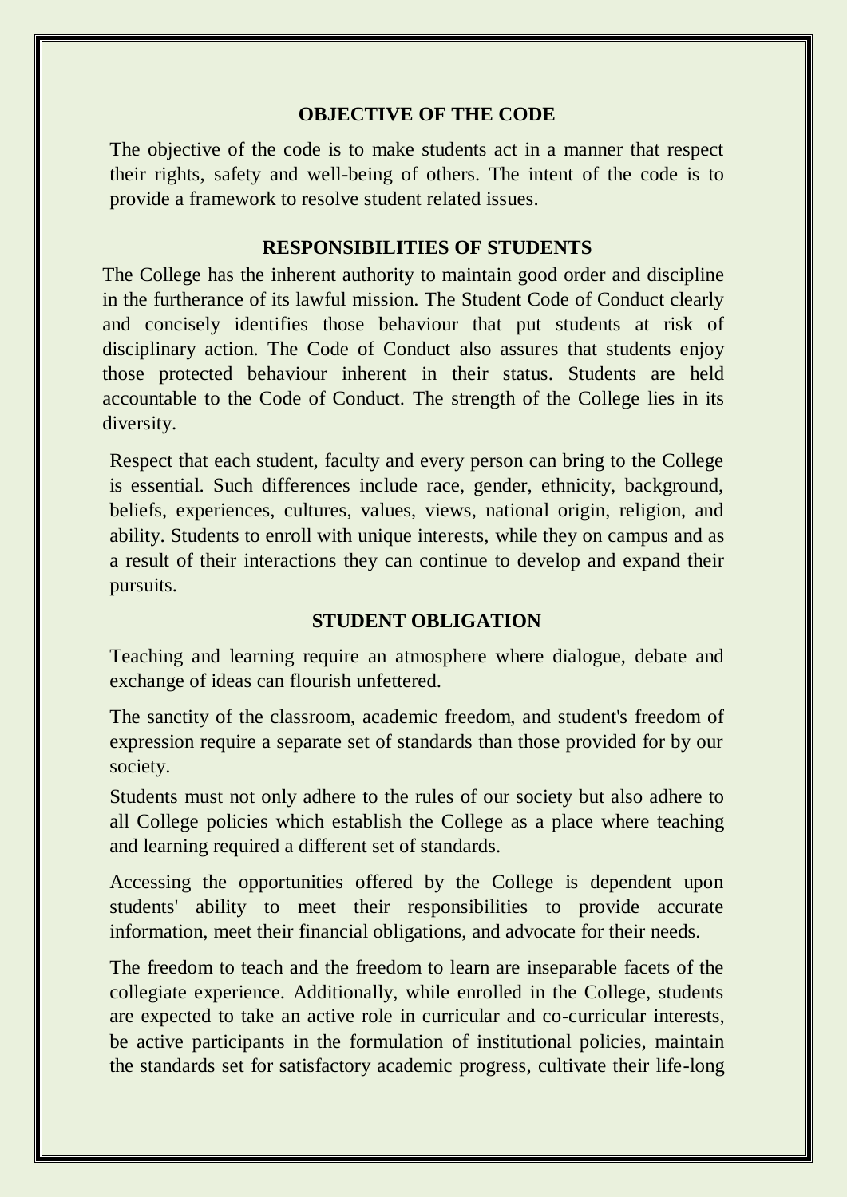## OBJECTIVE OF THE CODE

The objective of the code is to make students act in a manner that respect their rights, safety and well-being of others. The intent of the code is to provide a framework to resolve student related issues.

## RESPONSIBILITIES OF STUDENTS

The College has the inherent authority to maintain good order and discipline in the furtherance of its lawful mission. The Student Code of Conduct clearly and concisely identifies those behaviour that put students at risk of disciplinary action. The Code of Conduct also assures that students enjoy those protected behaviour inherent in their status. Students are held accountable to the Code of Conduct. The strength of the College lies in its diversity.

Respect that each student, faculty and every person can bring to the College is essential. Such differences include race, gender, ethnicity, background, beliefs, experiences, cultures, values, views, national origin, religion, and ability. Students to enroll with unique interests, while they on campus and as a result of their interactions they can continue to develop and expand their pursuits.

## STUDENT OBLIGATION

Teaching and learning require an atmosphere where dialogue, debate and exchange of ideas can flourish unfettered.

The sanctity of the classroom, academic freedom, and student's freedom of expression require a separate set of standards than those provided for by our society.

Students must not only adhere to the rules of our society but also adhere to all College policies which establish the College as a place where teaching and learning required a different set of standards.

Accessing the opportunities offered by the College is dependent upon students' ability to meet their responsibilities to provide accurate information, meet their financial obligations, and advocate for their needs.

The freedom to teach and the freedom to learn are inseparable facets of the collegiate experience. Additionally, while enrolled in the College, students are expected to take an active role in curricular and co-curricular interests, be active participants in the formulation of institutional policies, maintain the standards set for satisfactory academic progress, cultivate their life-long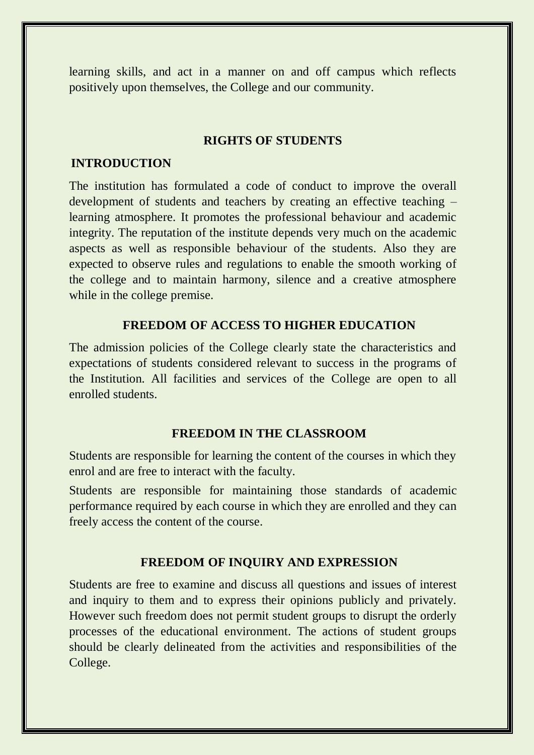learning skills, and act in a manner on and off campus which reflects positively upon themselves, the College and our community.

## RIGHTS OF STUDENTS

### INTRODUCTION

The institution has formulated a code of conduct to improve the overall development of students and teachers by creating an effective teaching – learning atmosphere. It promotes the professional behaviour and academic integrity. The reputation of the institute depends very much on the academic aspects as well as responsible behaviour of the students. Also they are expected to observe rules and regulations to enable the smooth working of the college and to maintain harmony, silence and a creative atmosphere while in the college premise.

### FREEDOM OF ACCESS TO HIGHER EDUCATION

The admission policies of the College clearly state the characteristics and expectations of students considered relevant to success in the programs of the Institution. All facilities and services of the College are open to all enrolled students.

### FREEDOM IN THE CLASSROOM

Students are responsible for learning the content of the courses in which they enrol and are free to interact with the faculty.

Students are responsible for maintaining those standards of academic performance required by each course in which they are enrolled and they can freely access the content of the course.

### FREEDOM OF INQUIRY AND EXPRESSION

Students are free to examine and discuss all questions and issues of interest and inquiry to them and to express their opinions publicly and privately. However such freedom does not permit student groups to disrupt the orderly processes of the educational environment. The actions of student groups should be clearly delineated from the activities and responsibilities of the College.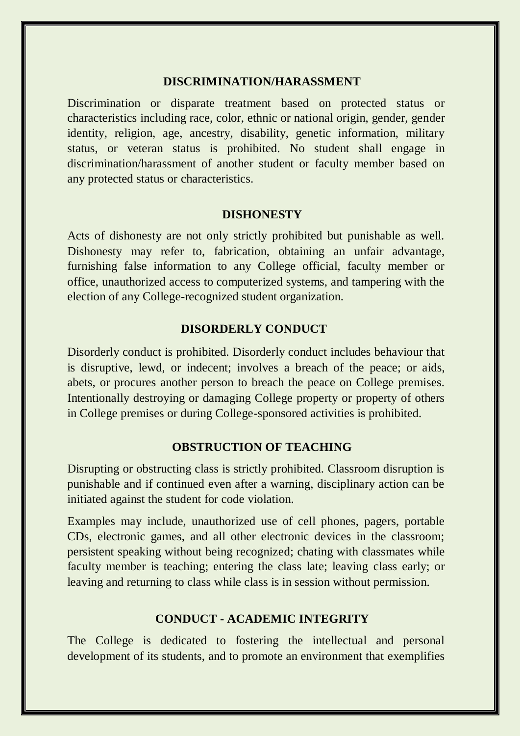## DISCRIMINATION/HARASSMENT

Discrimination or disparate treatment based on protected status or characteristics including race, color, ethnic or national origin, gender, gender identity, religion, age, ancestry, disability, genetic information, military status, or veteran status is prohibited. No student shall engage in discrimination/harassment of another student or faculty member based on any protected status or characteristics.

## DISHONESTY

Acts of dishonesty are not only strictly prohibited but punishable as well. Dishonesty may refer to, fabrication, obtaining an unfair advantage, furnishing false information to any College official, faculty member or office, unauthorized access to computerized systems, and tampering with the election of any College-recognized student organization.

## DISORDERLY CONDUCT

Disorderly conduct is prohibited. Disorderly conduct includes behaviour that is disruptive, lewd, or indecent; involves a breach of the peace; or aids, abets, or procures another person to breach the peace on College premises. Intentionally destroying or damaging College property or property of others in College premises or during College-sponsored activities is prohibited.

## OBSTRUCTION OF TEACHING

Disrupting or obstructing class is strictly prohibited. Classroom disruption is punishable and if continued even after a warning, disciplinary action can be initiated against the student for code violation.

Examples may include, unauthorized use of cell phones, pagers, portable CDs, electronic games, and all other electronic devices in the classroom; persistent speaking without being recognized; chating with classmates while faculty member is teaching; entering the class late; leaving class early; or leaving and returning to class while class is in session without permission.

## CONDUCT - ACADEMIC INTEGRITY

The College is dedicated to fostering the intellectual and personal development of its students, and to promote an environment that exemplifies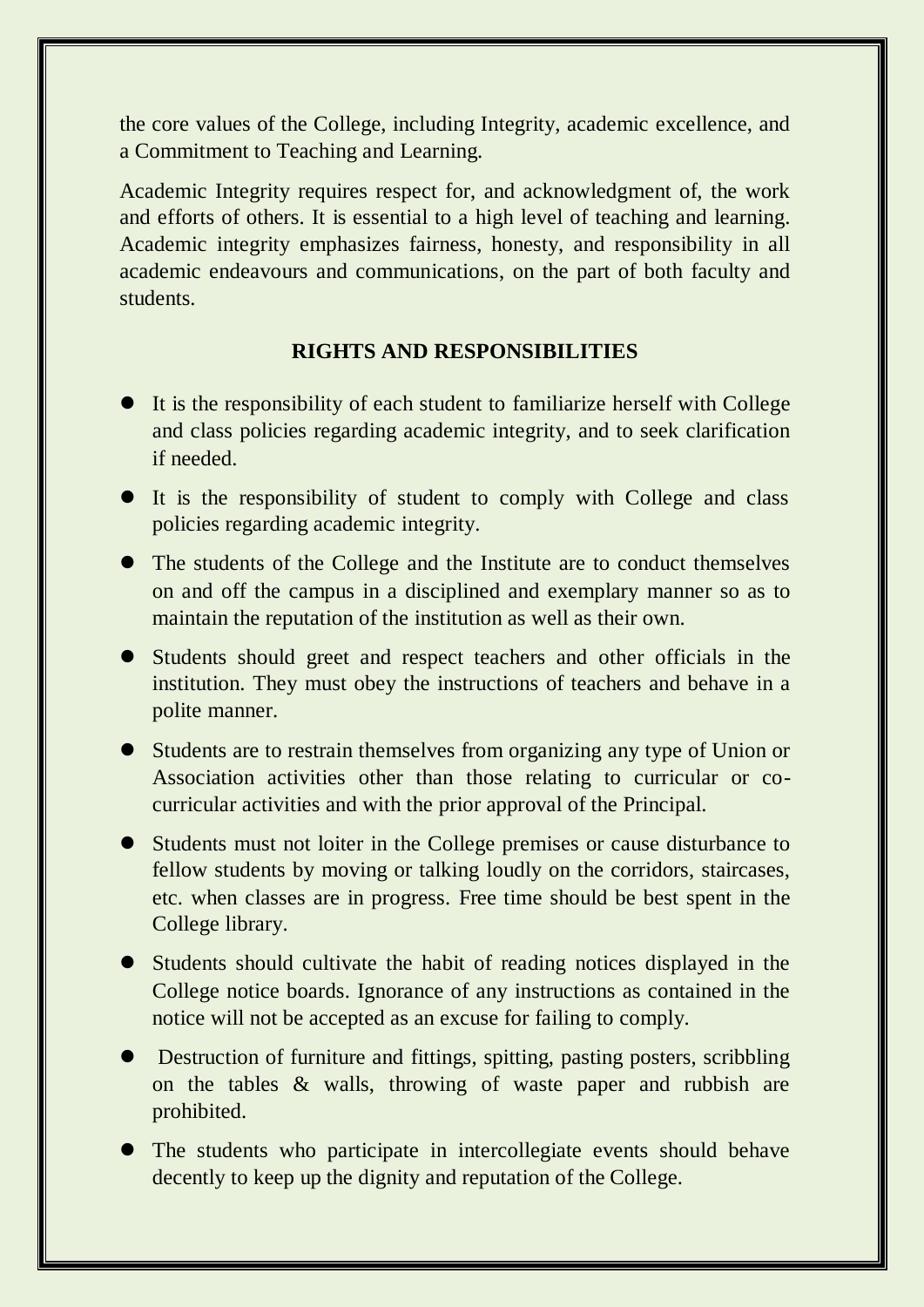the core values of the College, including Integrity, academic excellence, and a Commitment to Teaching and Learning.

Academic Integrity requires respect for, and acknowledgment of, the work and efforts of others. It is essential to a high level of teaching and learning. Academic integrity emphasizes fairness, honesty, and responsibility in all academic endeavours and communications, on the part of both faculty and students.

## RIGHTS AND RESPONSIBILITIES

- It is the responsibility of each student to familiarize herself with College and class policies regarding academic integrity, and to seek clarification if needed.
- It is the responsibility of student to comply with College and class policies regarding academic integrity.
- The students of the College and the Institute are to conduct themselves on and off the campus in a disciplined and exemplary manner so as to maintain the reputation of the institution as well as their own.
- Students should greet and respect teachers and other officials in the institution. They must obey the instructions of teachers and behave in a polite manner.
- Students are to restrain themselves from organizing any type of Union or Association activities other than those relating to curricular or co-curricular activities and with the prior approval of the Principal.
- Students must not loiter in the College premises or cause disturbance to fellow students by moving or talking loudly on the corridors, staircases, etc. when classes are in progress. Free time should be best spent in the College library.
- Students should cultivate the habit of reading notices displayed in the College notice boards. Ignorance of any instructions as contained in the notice will not be accepted as an excuse for failing to comply.
- Destruction of furniture and fittings, spitting, pasting posters, scribbling on the tables & walls, throwing of waste paper and rubbish are prohibited.
- The students who participate in intercollegiate events should behave decently to keep up the dignity and reputation of the College.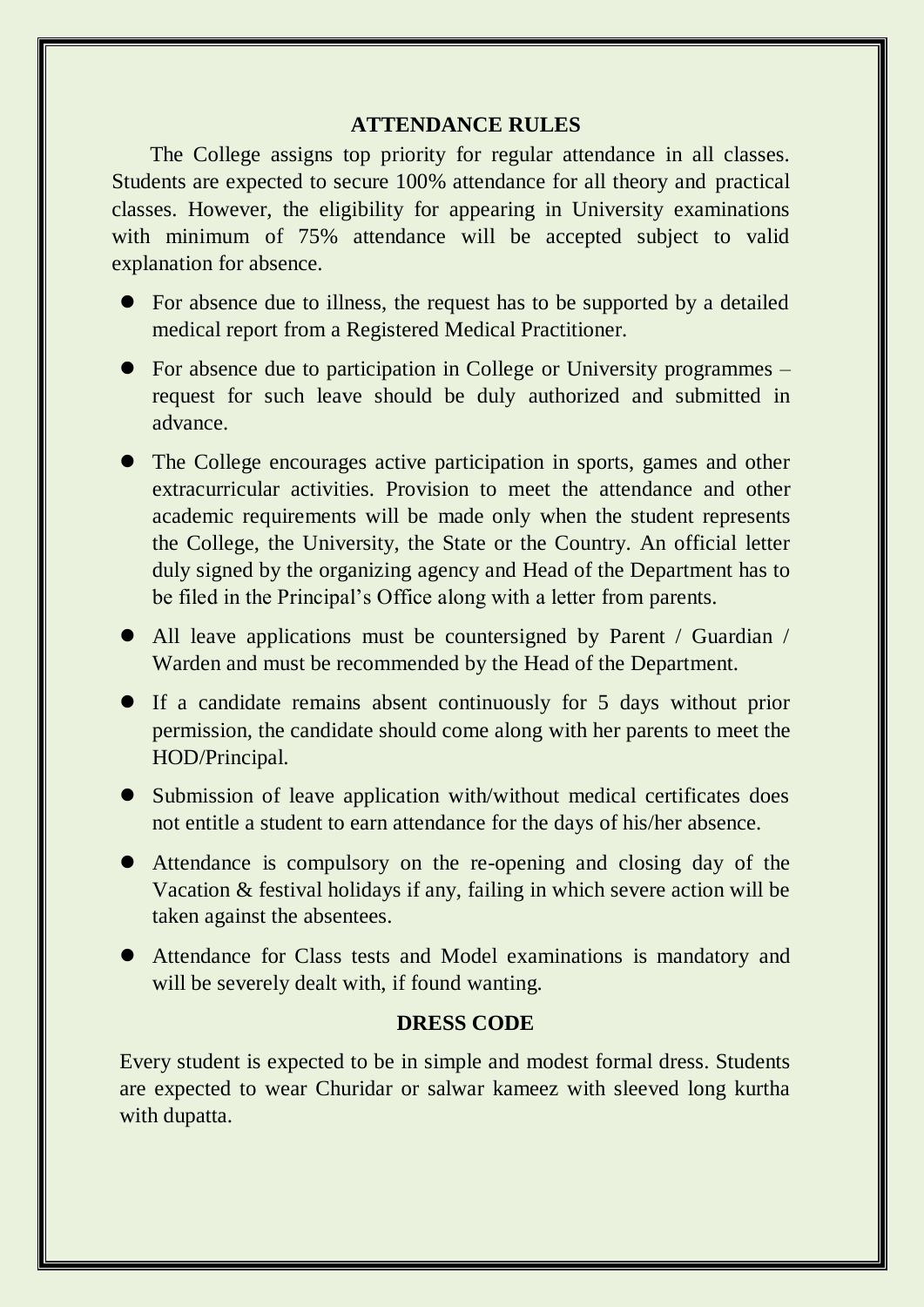## ATTENDANCE RULES

The College assigns top priority for regular attendance in all classes. Students are expected to secure 100% attendance for all theory and practical classes. However, the eligibility for appearing in University examinations with minimum of 75% attendance will be accepted subject to valid explanation for absence.

- For absence due to illness, the request has to be supported by a detailed medical report from a Registered Medical Practitioner.
- For absence due to participation in College or University programmes – request for such leave should be duly authorized and submitted in advance.
- The College encourages active participation in sports, games and other extracurricular activities. Provision to meet the attendance and other academic requirements will be made only when the student represents the College, the University, the State or the Country. An official letter duly signed by the organizing agency and Head of the Department has to be filed in the Principal's Office along with a letter from parents.
- All leave applications must be countersigned by Parent / Guardian / Warden and must be recommended by the Head of the Department.
- If a candidate remains absent continuously for 5 days without prior permission, the candidate should come along with her parents to meet the HOD/Principal.
- Submission of leave application with/without medical certificates does not entitle a student to earn attendance for the days of his/her absence.
- Attendance is compulsory on the re-opening and closing day of the Vacation & festival holidays if any, failing in which severe action will be taken against the absentees.
- Attendance for Class tests and Model examinations is mandatory and will be severely dealt with, if found wanting.

## DRESS CODE

Every student is expected to be in simple and modest formal dress. Students are expected to wear Churidar or salwar kameez with sleeved long kurtha with dupatta.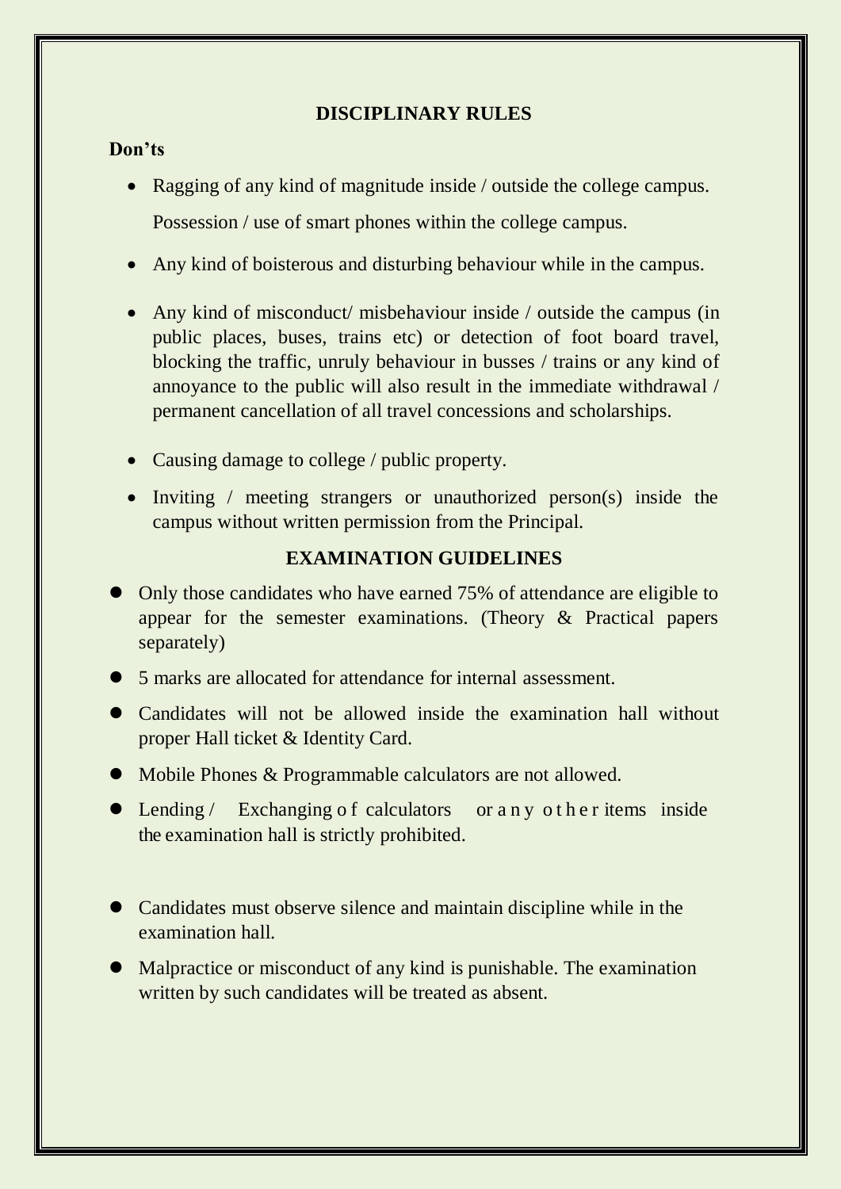## DISCIPLINARY RULES

**Don'ts**

- Ragging of any kind of magnitude inside / outside the college campus.

  Possession / use of smart phones within the college campus.

- Any kind of boisterous and disturbing behaviour while in the campus.
- Any kind of misconduct/ misbehaviour inside / outside the campus (in public places, buses, trains etc) or detection of foot board travel, blocking the traffic, unruly behaviour in busses / trains or any kind of annoyance to the public will also result in the immediate withdrawal / permanent cancellation of all travel concessions and scholarships.
- Causing damage to college / public property.
- Inviting / meeting strangers or unauthorized person(s) inside the campus without written permission from the Principal.

## EXAMINATION GUIDELINES

- Only those candidates who have earned 75% of attendance are eligible to appear for the semester examinations. (Theory & Practical papers separately)
- 5 marks are allocated for attendance for internal assessment.
- Candidates will not be allowed inside the examination hall without proper Hall ticket & Identity Card.
- Mobile Phones & Programmable calculators are not allowed.
- Lending / Exchanging of calculators or any other items inside the examination hall is strictly prohibited.
- Candidates must observe silence and maintain discipline while in the examination hall.
- Malpractice or misconduct of any kind is punishable. The examination written by such candidates will be treated as absent.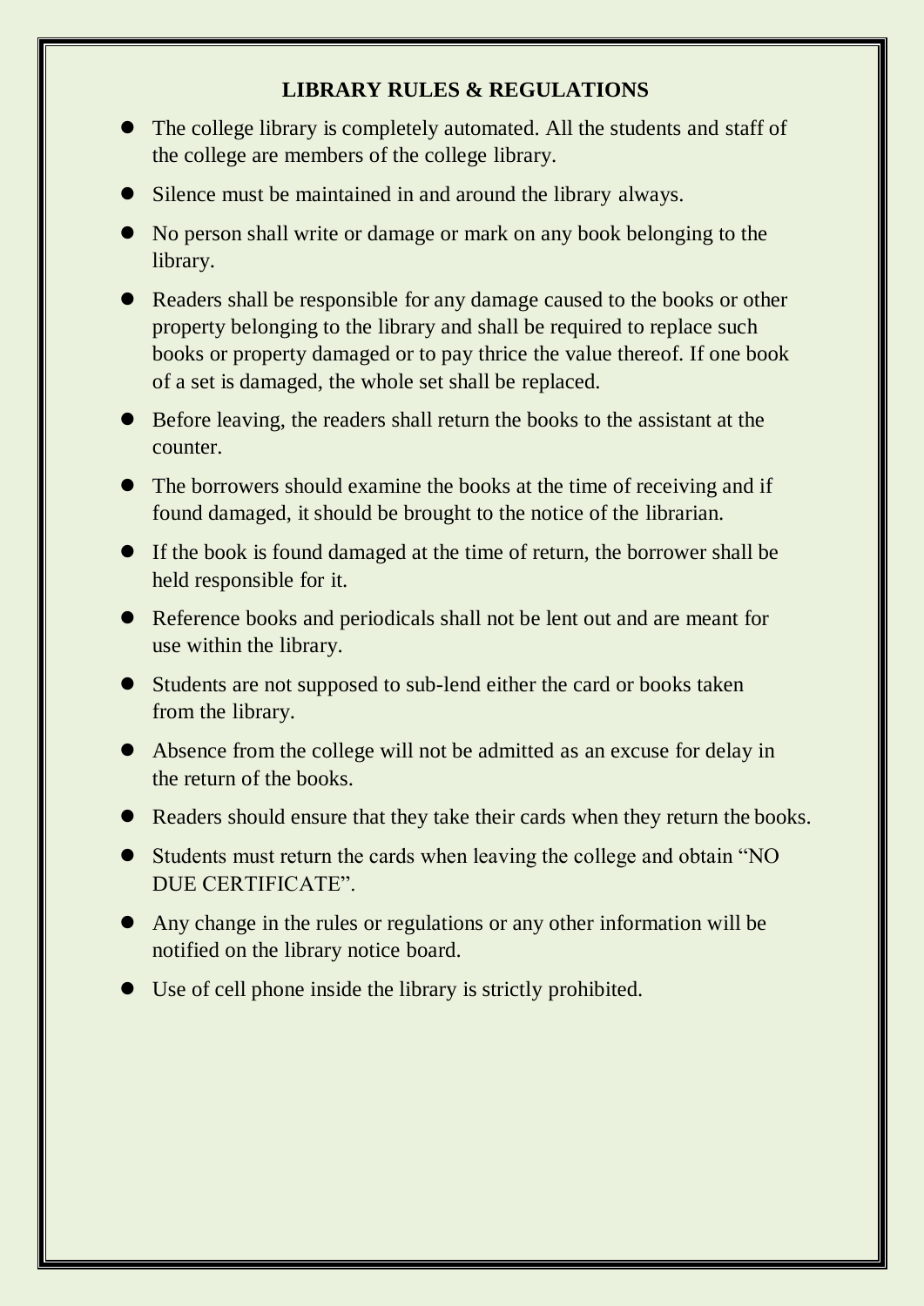## LIBRARY RULES & REGULATIONS

- The college library is completely automated. All the students and staff of the college are members of the college library.
- Silence must be maintained in and around the library always.
- No person shall write or damage or mark on any book belonging to the library.
- Readers shall be responsible for any damage caused to the books or other property belonging to the library and shall be required to replace such books or property damaged or to pay thrice the value thereof. If one book of a set is damaged, the whole set shall be replaced.
- Before leaving, the readers shall return the books to the assistant at the counter.
- The borrowers should examine the books at the time of receiving and if found damaged, it should be brought to the notice of the librarian.
- If the book is found damaged at the time of return, the borrower shall be held responsible for it.
- Reference books and periodicals shall not be lent out and are meant for use within the library.
- Students are not supposed to sub-lend either the card or books taken from the library.
- Absence from the college will not be admitted as an excuse for delay in the return of the books.
- Readers should ensure that they take their cards when they return the books.
- Students must return the cards when leaving the college and obtain "NO DUE CERTIFICATE".
- Any change in the rules or regulations or any other information will be notified on the library notice board.
- Use of cell phone inside the library is strictly prohibited.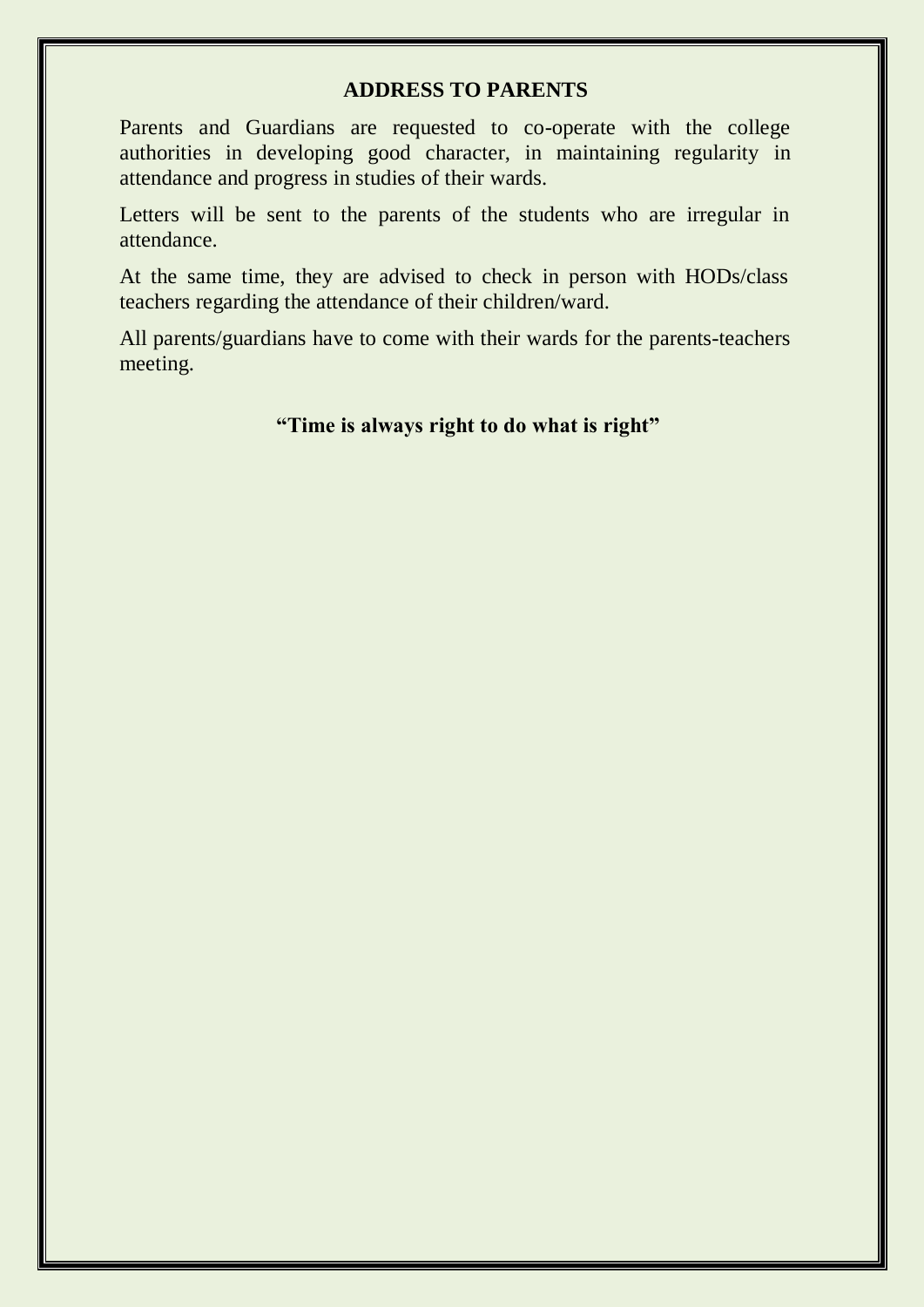## ADDRESS TO PARENTS

Parents and Guardians are requested to co-operate with the college authorities in developing good character, in maintaining regularity in attendance and progress in studies of their wards.

Letters will be sent to the parents of the students who are irregular in attendance.

At the same time, they are advised to check in person with HODs/class teachers regarding the attendance of their children/ward.

All parents/guardians have to come with their wards for the parents-teachers meeting.

**"Time is always right to do what is right"**